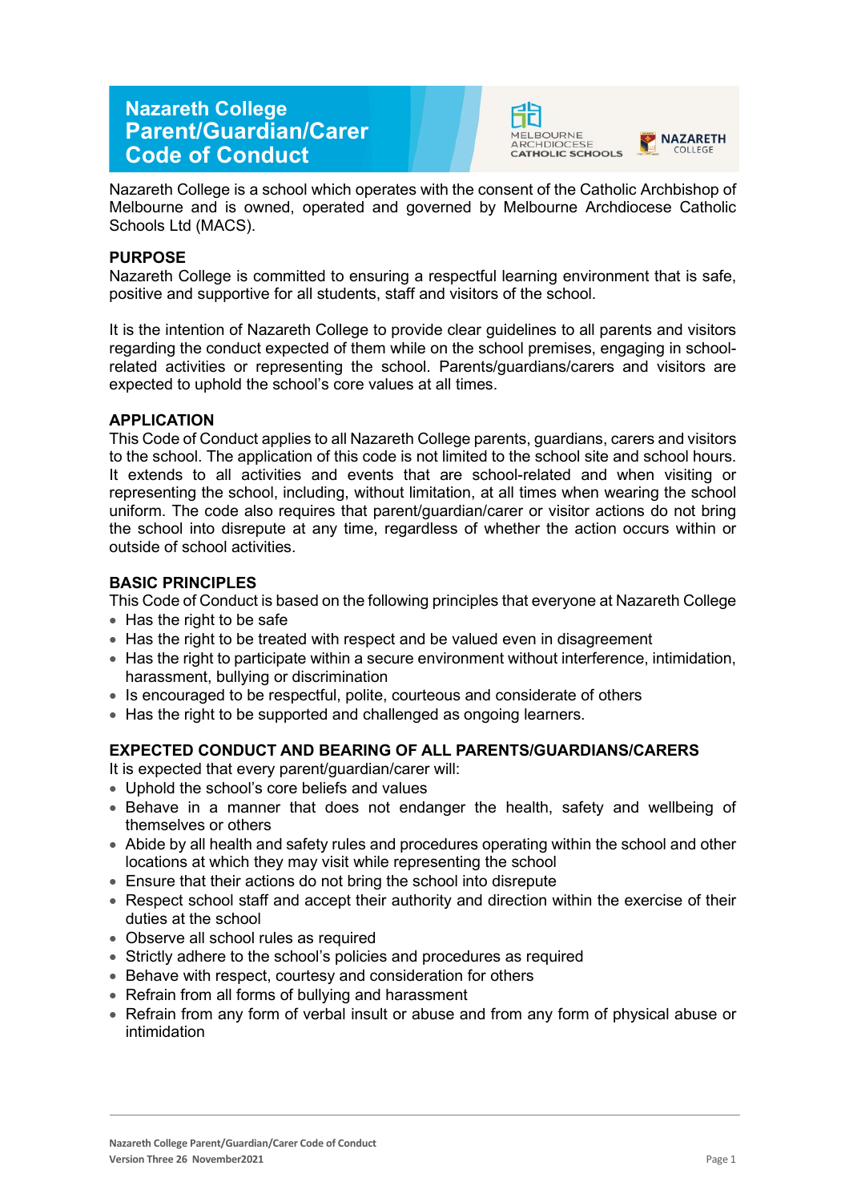# Nazareth College Parent/Guardian/Carer Code of Conduct

Nazareth College is a school which operates with the consent of the Catholic Archbishop of Melbourne and is owned, operated and governed by Melbourne Archdiocese Catholic Schools Ltd (MACS).

## PURPOSE

Nazareth College is committed to ensuring a respectful learning environment that is safe, positive and supportive for all students, staff and visitors of the school.

It is the intention of Nazareth College to provide clear guidelines to all parents and visitors regarding the conduct expected of them while on the school premises, engaging in school-related activities or representing the school. Parents/guardians/carers and visitors are expected to uphold the school's core values at all times.

## APPLICATION

This Code of Conduct applies to all Nazareth College parents, guardians, carers and visitors to the school. The application of this code is not limited to the school site and school hours. It extends to all activities and events that are school-related and when visiting or representing the school, including, without limitation, at all times when wearing the school uniform. The code also requires that parent/guardian/carer or visitor actions do not bring the school into disrepute at any time, regardless of whether the action occurs within or outside of school activities.

## BASIC PRINCIPLES

This Code of Conduct is based on the following principles that everyone at Nazareth College

- Has the right to be safe
- Has the right to be treated with respect and be valued even in disagreement
- Has the right to participate within a secure environment without interference, intimidation, harassment, bullying or discrimination
- Is encouraged to be respectful, polite, courteous and considerate of others
- Has the right to be supported and challenged as ongoing learners.

## EXPECTED CONDUCT AND BEARING OF ALL PARENTS/GUARDIANS/CARERS

It is expected that every parent/guardian/carer will:

- Uphold the school's core beliefs and values
- Behave in a manner that does not endanger the health, safety and wellbeing of themselves or others
- Abide by all health and safety rules and procedures operating within the school and other locations at which they may visit while representing the school
- Ensure that their actions do not bring the school into disrepute
- Respect school staff and accept their authority and direction within the exercise of their duties at the school
- Observe all school rules as required
- Strictly adhere to the school's policies and procedures as required
- Behave with respect, courtesy and consideration for others
- Refrain from all forms of bullying and harassment
- Refrain from any form of verbal insult or abuse and from any form of physical abuse or intimidation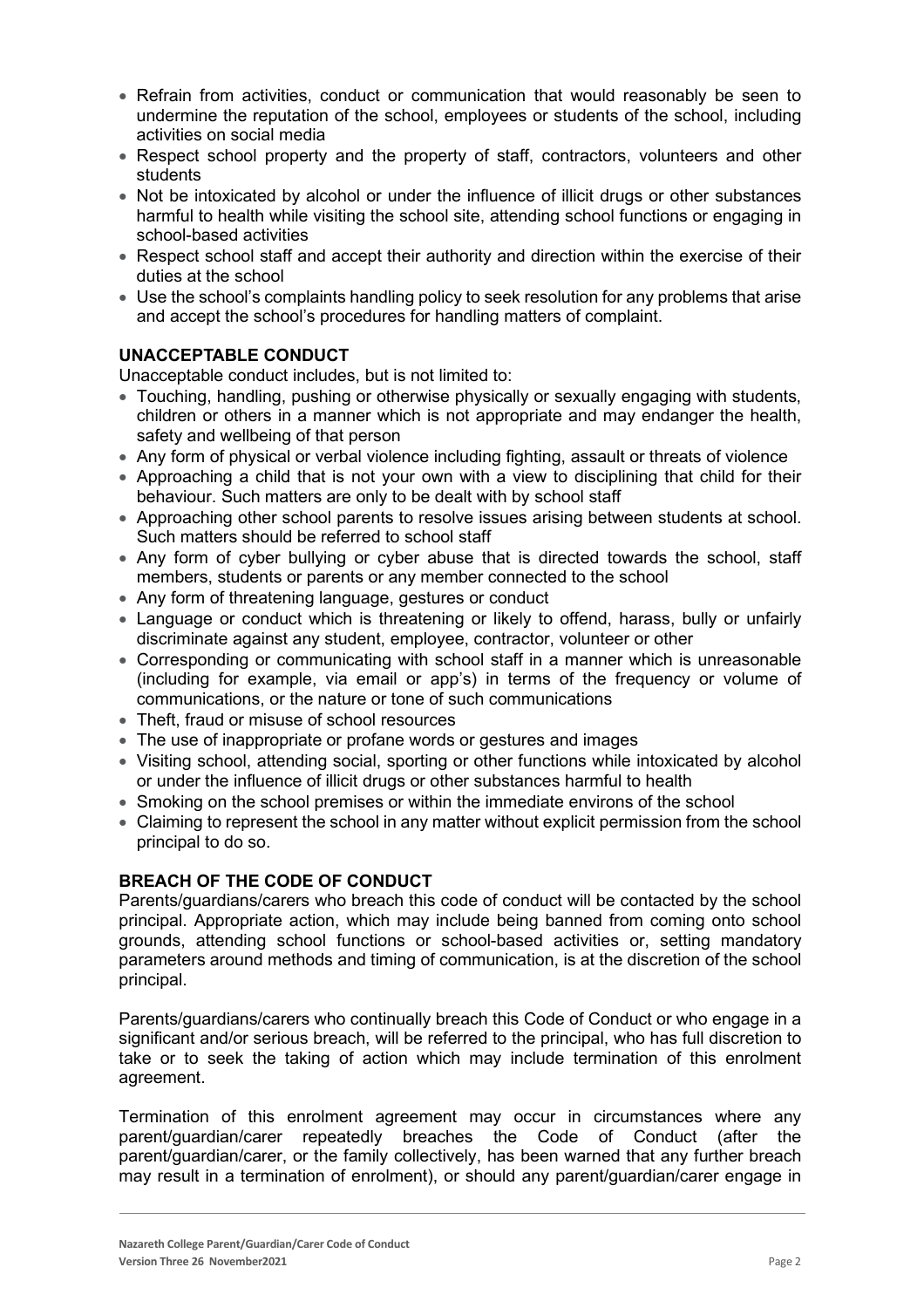- Refrain from activities, conduct or communication that would reasonably be seen to undermine the reputation of the school, employees or students of the school, including activities on social media
- Respect school property and the property of staff, contractors, volunteers and other students
- Not be intoxicated by alcohol or under the influence of illicit drugs or other substances harmful to health while visiting the school site, attending school functions or engaging in school-based activities
- Respect school staff and accept their authority and direction within the exercise of their duties at the school
- Use the school's complaints handling policy to seek resolution for any problems that arise and accept the school's procedures for handling matters of complaint.

### UNACCEPTABLE CONDUCT

Unacceptable conduct includes, but is not limited to:

- Touching, handling, pushing or otherwise physically or sexually engaging with students, children or others in a manner which is not appropriate and may endanger the health, safety and wellbeing of that person
- Any form of physical or verbal violence including fighting, assault or threats of violence
- Approaching a child that is not your own with a view to disciplining that child for their behaviour. Such matters are only to be dealt with by school staff
- Approaching other school parents to resolve issues arising between students at school. Such matters should be referred to school staff
- Any form of cyber bullying or cyber abuse that is directed towards the school, staff members, students or parents or any member connected to the school
- Any form of threatening language, gestures or conduct
- Language or conduct which is threatening or likely to offend, harass, bully or unfairly discriminate against any student, employee, contractor, volunteer or other
- Corresponding or communicating with school staff in a manner which is unreasonable (including for example, via email or app's) in terms of the frequency or volume of communications, or the nature or tone of such communications
- Theft, fraud or misuse of school resources
- The use of inappropriate or profane words or gestures and images
- Visiting school, attending social, sporting or other functions while intoxicated by alcohol or under the influence of illicit drugs or other substances harmful to health
- Smoking on the school premises or within the immediate environs of the school
- Claiming to represent the school in any matter without explicit permission from the school principal to do so.

### BREACH OF THE CODE OF CONDUCT

Parents/guardians/carers who breach this code of conduct will be contacted by the school principal. Appropriate action, which may include being banned from coming onto school grounds, attending school functions or school-based activities or, setting mandatory parameters around methods and timing of communication, is at the discretion of the school principal.

Parents/guardians/carers who continually breach this Code of Conduct or who engage in a significant and/or serious breach, will be referred to the principal, who has full discretion to take or to seek the taking of action which may include termination of this enrolment agreement.

Termination of this enrolment agreement may occur in circumstances where any parent/guardian/carer repeatedly breaches the Code of Conduct (after the parent/guardian/carer, or the family collectively, has been warned that any further breach may result in a termination of enrolment), or should any parent/guardian/carer engage in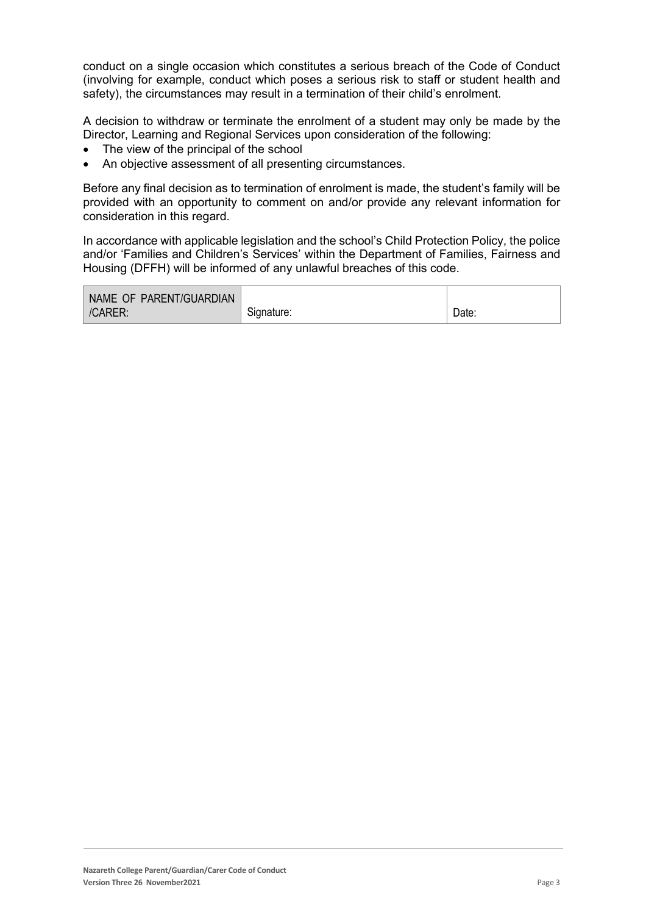conduct on a single occasion which constitutes a serious breach of the Code of Conduct (involving for example, conduct which poses a serious risk to staff or student health and safety), the circumstances may result in a termination of their child's enrolment.

A decision to withdraw or terminate the enrolment of a student may only be made by the Director, Learning and Regional Services upon consideration of the following:

- The view of the principal of the school
- An objective assessment of all presenting circumstances.

Before any final decision as to termination of enrolment is made, the student's family will be provided with an opportunity to comment on and/or provide any relevant information for consideration in this regard.

In accordance with applicable legislation and the school's Child Protection Policy, the police and/or 'Families and Children's Services' within the Department of Families, Fairness and Housing (DFFH) will be informed of any unlawful breaches of this code.

| | | |
|---|---|---|
| NAME OF PARENT/GUARDIAN /CARER: | Signature: | Date: |